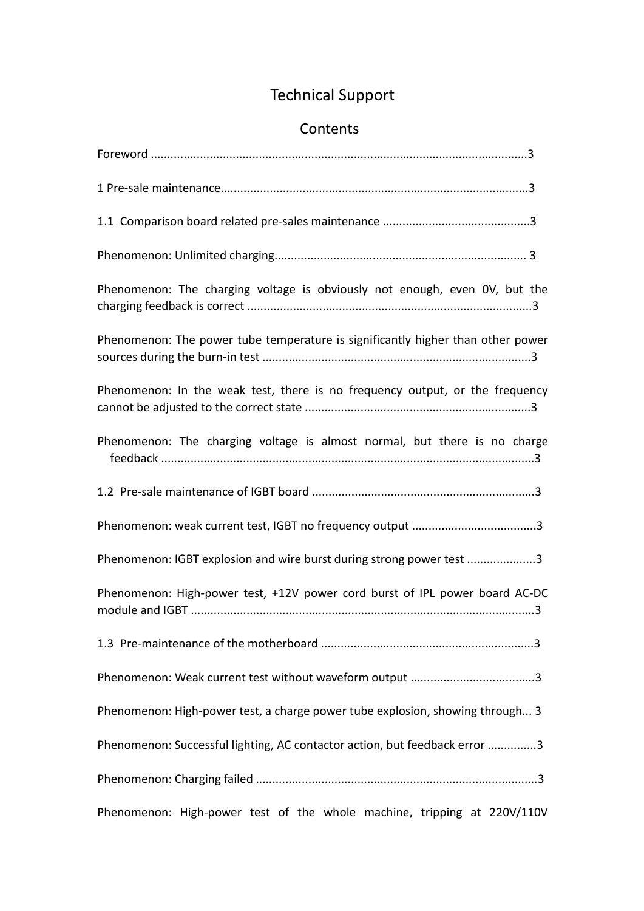# Technical Support

## Contents

Foreword ..................................................................................................................3

1 Pre-sale maintenance............................................................................................3

1.1 Comparison board related pre-sales maintenance ............................................3

Phenomenon: Unlimited charging............................................................................ 3

Phenomenon: The charging voltage is obviously not enough, even 0V, but the charging feedback is correct .....................................................................................3

Phenomenon: The power tube temperature is significantly higher than other power sources during the burn-in test .................................................................................3

Phenomenon: In the weak test, there is no frequency output, or the frequency cannot be adjusted to the correct state ....................................................................3

Phenomenon: The charging voltage is almost normal, but there is no charge feedback .................................................................................................................3

1.2 Pre-sale maintenance of IGBT board ...................................................................3

Phenomenon: weak current test, IGBT no frequency output .....................................3

Phenomenon: IGBT explosion and wire burst during strong power test ....................3

Phenomenon: High-power test, +12V power cord burst of IPL power board AC-DC module and IGBT ........................................................................................................3

1.3 Pre-maintenance of the motherboard ................................................................3

Phenomenon: Weak current test without waveform output .....................................3

Phenomenon: High-power test, a charge power tube explosion, showing through... 3

Phenomenon: Successful lighting, AC contactor action, but feedback error ..............3

Phenomenon: Charging failed .....................................................................................3

Phenomenon: High-power test of the whole machine, tripping at 220V/110V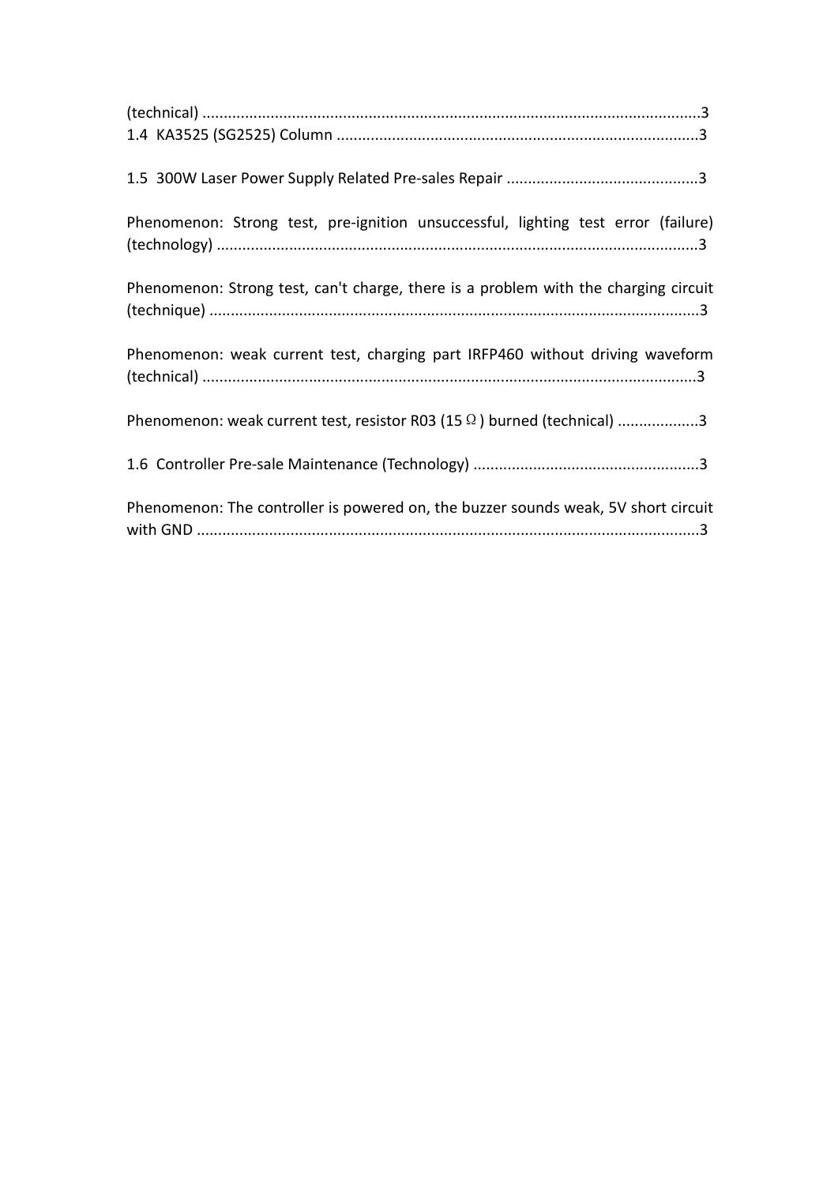(technical) ....................................................................................................................3
1.4 KA3525 (SG2525) Column ....................................................................................3

1.5 300W Laser Power Supply Related Pre-sales Repair .............................................3

Phenomenon: Strong test, pre-ignition unsuccessful, lighting test error (failure) (technology) .................................................................................................................3

Phenomenon: Strong test, can't charge, there is a problem with the charging circuit (technique) ..................................................................................................................3

Phenomenon: weak current test, charging part IRFP460 without driving waveform (technical) ...................................................................................................................3

Phenomenon: weak current test, resistor R03 (15 Ω) burned (technical) ...................3

1.6 Controller Pre-sale Maintenance (Technology) .....................................................3

Phenomenon: The controller is powered on, the buzzer sounds weak, 5V short circuit with GND .....................................................................................................................3